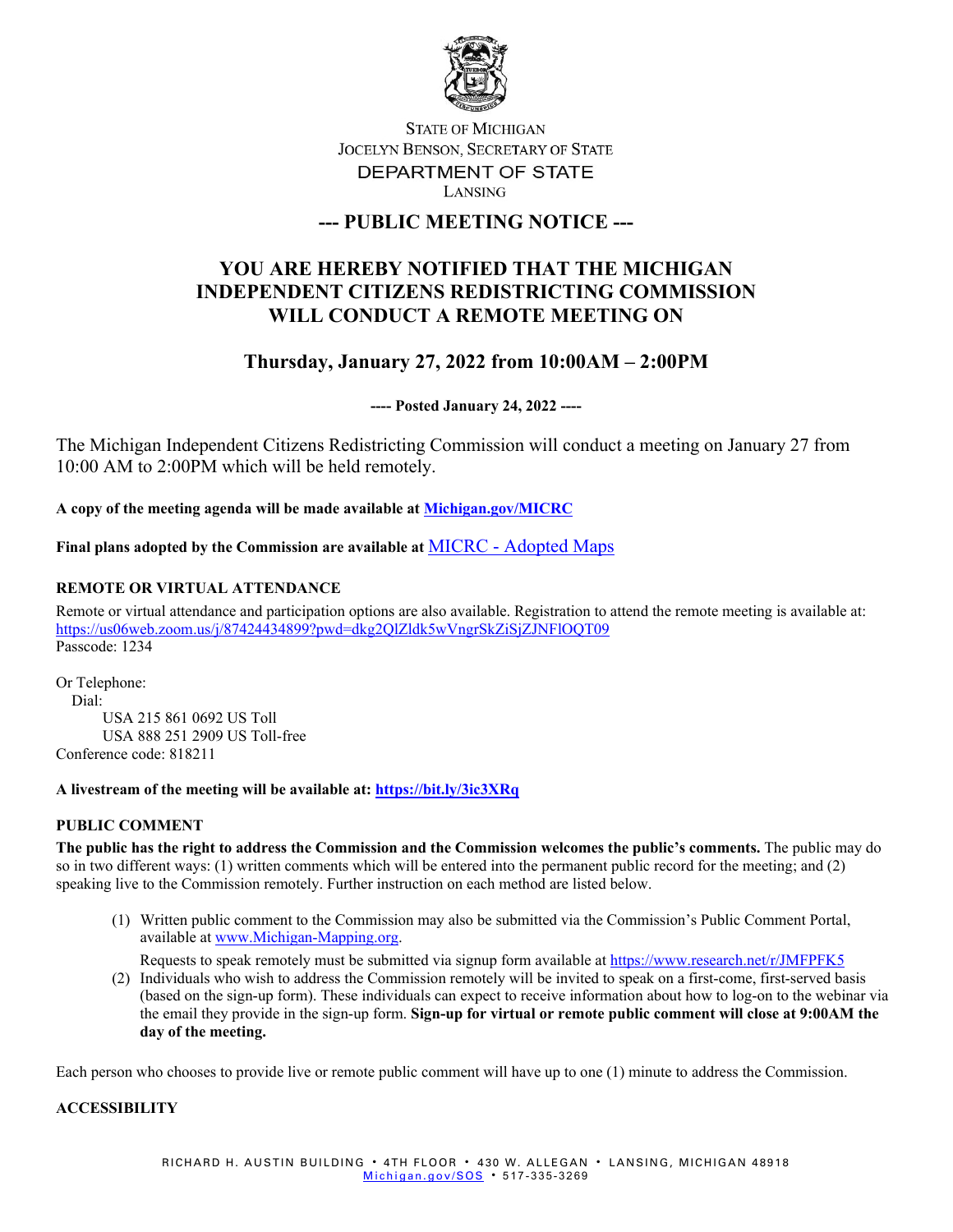STATE OF MICHIGAN
JOCELYN BENSON, SECRETARY OF STATE
DEPARTMENT OF STATE
LANSING

## --- PUBLIC MEETING NOTICE ---

# YOU ARE HEREBY NOTIFIED THAT THE MICHIGAN INDEPENDENT CITIZENS REDISTRICTING COMMISSION WILL CONDUCT A REMOTE MEETING ON

## Thursday, January 27, 2022 from 10:00AM – 2:00PM

**---- Posted January 24, 2022 ----**

The Michigan Independent Citizens Redistricting Commission will conduct a meeting on January 27 from 10:00 AM to 2:00PM which will be held remotely.

**A copy of the meeting agenda will be made available at Michigan.gov/MICRC**

**Final plans adopted by the Commission are available at** MICRC - Adopted Maps

### REMOTE OR VIRTUAL ATTENDANCE

Remote or virtual attendance and participation options are also available. Registration to attend the remote meeting is available at:
https://us06web.zoom.us/j/87424434899?pwd=dkg2QlZldk5wVngrSkZiSjZJNFlOQT09
Passcode: 1234

Or Telephone:
Dial:
USA 215 861 0692 US Toll
USA 888 251 2909 US Toll-free
Conference code: 818211

**A livestream of the meeting will be available at: https://bit.ly/3ic3XRq**

### PUBLIC COMMENT

**The public has the right to address the Commission and the Commission welcomes the public's comments.** The public may do so in two different ways: (1) written comments which will be entered into the permanent public record for the meeting; and (2) speaking live to the Commission remotely. Further instruction on each method are listed below.

(1) Written public comment to the Commission may also be submitted via the Commission's Public Comment Portal, available at www.Michigan-Mapping.org.

Requests to speak remotely must be submitted via signup form available at https://www.research.net/r/JMFPFK5

(2) Individuals who wish to address the Commission remotely will be invited to speak on a first-come, first-served basis (based on the sign-up form). These individuals can expect to receive information about how to log-on to the webinar via the email they provide in the sign-up form. **Sign-up for virtual or remote public comment will close at 9:00AM the day of the meeting.**

Each person who chooses to provide live or remote public comment will have up to one (1) minute to address the Commission.

### ACCESSIBILITY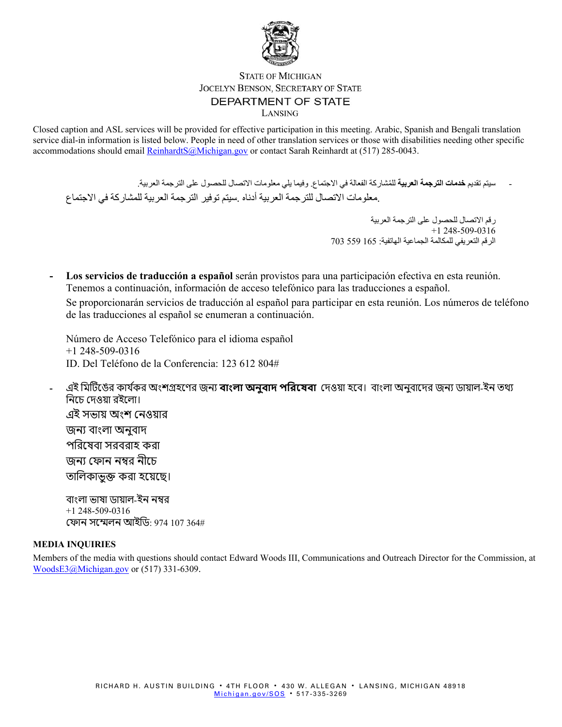STATE OF MICHIGAN
JOCELYN BENSON, SECRETARY OF STATE
DEPARTMENT OF STATE
LANSING

Closed caption and ASL services will be provided for effective participation in this meeting. Arabic, Spanish and Bengali translation service dial-in information is listed below. People in need of other translation services or those with disabilities needing other specific accommodations should email ReinhardtS@Michigan.gov or contact Sarah Reinhardt at (517) 285-0043.

- سيتم تقديم **خدمات الترجمة العربية** للمُشاركة الفعالة في الاجتماع. وفيما يلي معلومات الاتصال للحصول على الترجمة العربية.
معلومات الاتصال للترجمة العربية أدناه. سيتم توفير الترجمة العربية للمشاركة في الاجتماع.

رقم الاتصال للحصول على الترجمة العربية
+1 248-509-0316
الرقم التعريفي للمكالمة الجماعية الهاتفية: 703 559 165

- **Los servicios de traducción a español** serán provistos para una participación efectiva en esta reunión. Tenemos a continuación, información de acceso telefónico para las traducciones a español.
  Se proporcionarán servicios de traducción al español para participar en esta reunión. Los números de teléfono de las traducciones al español se enumeran a continuación.

  Número de Acceso Telefónico para el idioma español
  +1 248-509-0316
  ID. Del Teléfono de la Conferencia: 123 612 804#

- এই মিটিঙের কার্যকর অংশগ্রহণের জন্য **বাংলা অনুবাদ পরিষেবা** দেওয়া হবে। বাংলা অনুবাদের জন্য ডায়াল-ইন তথ্য নিচে দেওয়া রইলো।
  এই সভায় অংশ নেওয়ার জন্য বাংলা অনুবাদ পরিষেবা সরবরাহ করা জন্য ফোন নম্বর নীচে তালিকাভুক্ত করা হয়েছে।

  বাংলা ভাষা ডায়াল-ইন নম্বর
  +1 248-509-0316
  ফোন সম্মেলন আইডি: 974 107 364#

**MEDIA INQUIRIES**

Members of the media with questions should contact Edward Woods III, Communications and Outreach Director for the Commission, at WoodsE3@Michigan.gov or (517) 331-6309.

RICHARD H. AUSTIN BUILDING • 4TH FLOOR • 430 W. ALLEGAN • LANSING, MICHIGAN 48918
Michigan.gov/SOS • 517-335-3269